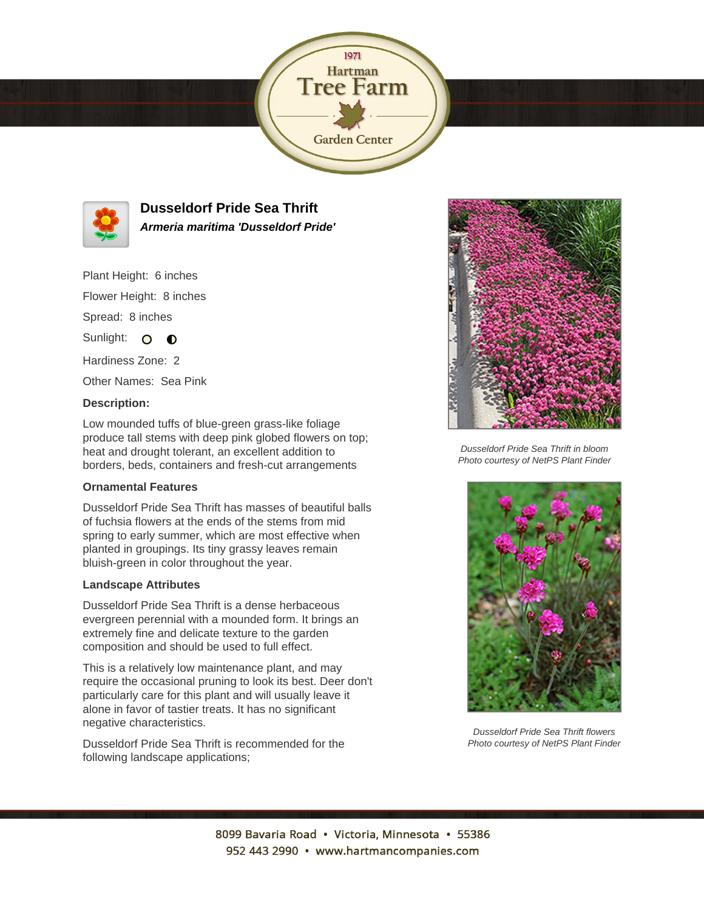# Dusseldorf Pride Sea Thrift

***Armeria maritima 'Dusseldorf Pride'***

Plant Height: 6 inches

Flower Height: 8 inches

Spread: 8 inches

Sunlight: ○ ◐

Hardiness Zone: 2

Other Names: Sea Pink

**Description:**

Low mounded tuffs of blue-green grass-like foliage produce tall stems with deep pink globed flowers on top; heat and drought tolerant, an excellent addition to borders, beds, containers and fresh-cut arrangements

### Ornamental Features

Dusseldorf Pride Sea Thrift has masses of beautiful balls of fuchsia flowers at the ends of the stems from mid spring to early summer, which are most effective when planted in groupings. Its tiny grassy leaves remain bluish-green in color throughout the year.

### Landscape Attributes

Dusseldorf Pride Sea Thrift is a dense herbaceous evergreen perennial with a mounded form. It brings an extremely fine and delicate texture to the garden composition and should be used to full effect.

This is a relatively low maintenance plant, and may require the occasional pruning to look its best. Deer don't particularly care for this plant and will usually leave it alone in favor of tastier treats. It has no significant negative characteristics.

Dusseldorf Pride Sea Thrift is recommended for the following landscape applications;

*Dusseldorf Pride Sea Thrift in bloom*
*Photo courtesy of NetPS Plant Finder*

*Dusseldorf Pride Sea Thrift flowers*
*Photo courtesy of NetPS Plant Finder*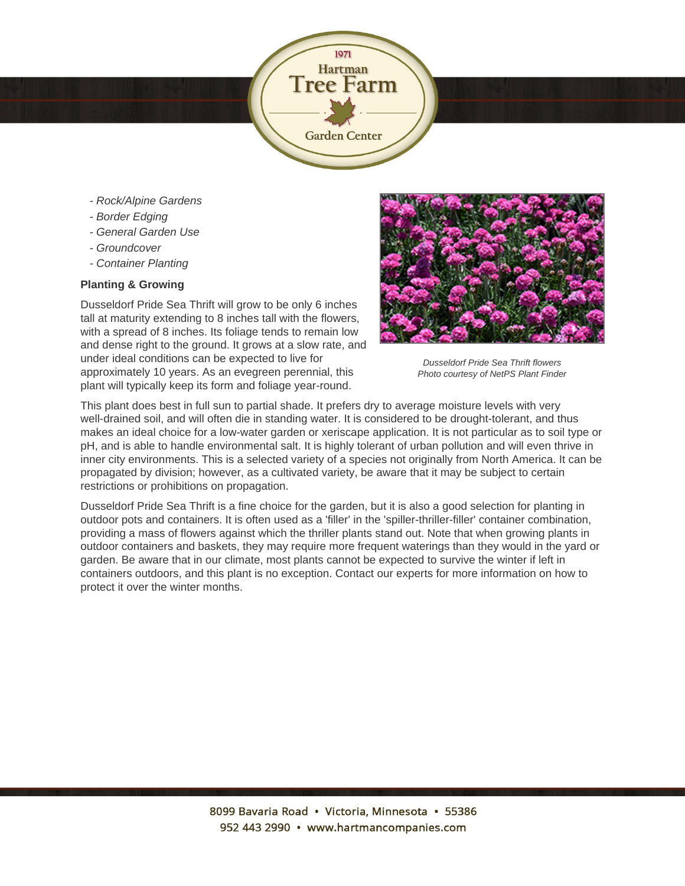- *Rock/Alpine Gardens*
- *Border Edging*
- *General Garden Use*
- *Groundcover*
- *Container Planting*

**Planting & Growing**

Dusseldorf Pride Sea Thrift will grow to be only 6 inches tall at maturity extending to 8 inches tall with the flowers, with a spread of 8 inches. Its foliage tends to remain low and dense right to the ground. It grows at a slow rate, and under ideal conditions can be expected to live for approximately 10 years. As an evegreen perennial, this plant will typically keep its form and foliage year-round.

*Dusseldorf Pride Sea Thrift flowers*
*Photo courtesy of NetPS Plant Finder*

This plant does best in full sun to partial shade. It prefers dry to average moisture levels with very well-drained soil, and will often die in standing water. It is considered to be drought-tolerant, and thus makes an ideal choice for a low-water garden or xeriscape application. It is not particular as to soil type or pH, and is able to handle environmental salt. It is highly tolerant of urban pollution and will even thrive in inner city environments. This is a selected variety of a species not originally from North America. It can be propagated by division; however, as a cultivated variety, be aware that it may be subject to certain restrictions or prohibitions on propagation.

Dusseldorf Pride Sea Thrift is a fine choice for the garden, but it is also a good selection for planting in outdoor pots and containers. It is often used as a 'filler' in the 'spiller-thriller-filler' container combination, providing a mass of flowers against which the thriller plants stand out. Note that when growing plants in outdoor containers and baskets, they may require more frequent waterings than they would in the yard or garden. Be aware that in our climate, most plants cannot be expected to survive the winter if left in containers outdoors, and this plant is no exception. Contact our experts for more information on how to protect it over the winter months.